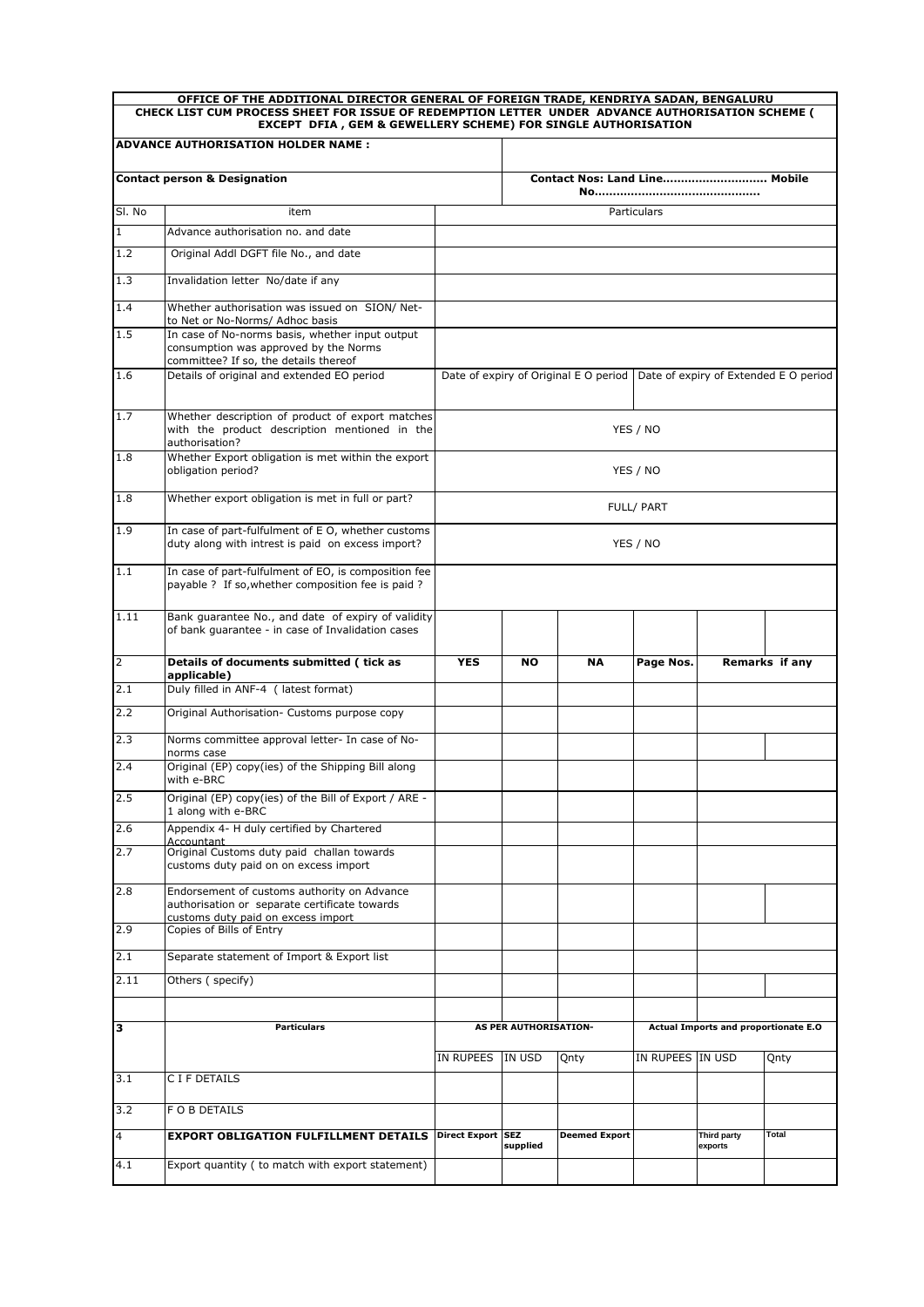**OFFICE OF THE ADDITIONAL DIRECTOR GENERAL OF FOREIGN TRADE, KENDRIYA SADAN, BENGALURU**

**CHECK LIST CUM PROCESS SHEET FOR ISSUE OF REDEMPTION LETTER UNDER ADVANCE AUTHORISATION SCHEME ( EXCEPT DFIA , GEM & GEWELLERY SCHEME) FOR SINGLE AUTHORISATION**

| **ADVANCE AUTHORISATION HOLDER NAME :** | | | | | | | |
|---|---|---|---|---|---|---|---|
| **Contact person & Designation** | | | **Contact Nos: Land Line............................ Mobile No............................................** | | | | |
| Sl. No | item | Particulars | | | | | |
| 1 | Advance authorisation no. and date | | | | | | |
| 1.2 | Original Addl DGFT file No., and date | | | | | | |
| 1.3 | Invalidation letter No/date if any | | | | | | |
| 1.4 | Whether authorisation was issued on SION/ Net-to Net or No-Norms/ Adhoc basis | | | | | | |
| 1.5 | In case of No-norms basis, whether input output consumption was approved by the Norms committee? If so, the details thereof | | | | | | |
| 1.6 | Details of original and extended EO period | Date of expiry of Original E O period | | | Date of expiry of Extended E O period | | |
| 1.7 | Whether description of product of export matches with the product description mentioned in the authorisation? | YES / NO | | | | | |
| 1.8 | Whether Export obligation is met within the export obligation period? | YES / NO | | | | | |
| 1.8 | Whether export obligation is met in full or part? | FULL/ PART | | | | | |
| 1.9 | In case of part-fulfulment of E O, whether customs duty along with intrest is paid on excess import? | YES / NO | | | | | |
| 1.1 | In case of part-fulfulment of EO, is composition fee payable ? If so,whether composition fee is paid ? | | | | | | |
| 1.11 | Bank guarantee No., and date of expiry of validity of bank guarantee - in case of Invalidation cases | | | | | | |
| 2 | **Details of documents submitted ( tick as applicable)** | **YES** | **NO** | **NA** | **Page Nos.** | **Remarks if any** | |
| 2.1 | Duly filled in ANF-4 ( latest format) | | | | | | |
| 2.2 | Original Authorisation- Customs purpose copy | | | | | | |
| 2.3 | Norms committee approval letter- In case of No-norms case | | | | | | |
| 2.4 | Original (EP) copy(ies) of the Shipping Bill along with e-BRC | | | | | | |
| 2.5 | Original (EP) copy(ies) of the Bill of Export / ARE - 1 along with e-BRC | | | | | | |
| 2.6 | Appendix 4- H duly certified by Chartered Accountant | | | | | | |
| 2.7 | Original Customs duty paid challan towards customs duty paid on on excess import | | | | | | |
| 2.8 | Endorsement of customs authority on Advance authorisation or separate certificate towards customs duty paid on excess import | | | | | | |
| 2.9 | Copies of Bills of Entry | | | | | | |
| 2.1 | Separate statement of Import & Export list | | | | | | |
| 2.11 | Others ( specify) | | | | | | |
| | | | | | | | |
| **3** | **Particulars** | **AS PER AUTHORISATION-** | | | **Actual Imports and proportionate E.O** | | |
| | | IN RUPEES | IN USD | Qnty | IN RUPEES | IN USD | Qnty |
| 3.1 | C I F DETAILS | | | | | | |
| 3.2 | F O B DETAILS | | | | | | |
| 4 | **EXPORT OBLIGATION FULFILLMENT DETAILS** | **Direct Export** | **SEZ supplied** | **Deemed Export** | | **Third party exports** | **Total** |
| 4.1 | Export quantity ( to match with export statement) | | | | | | |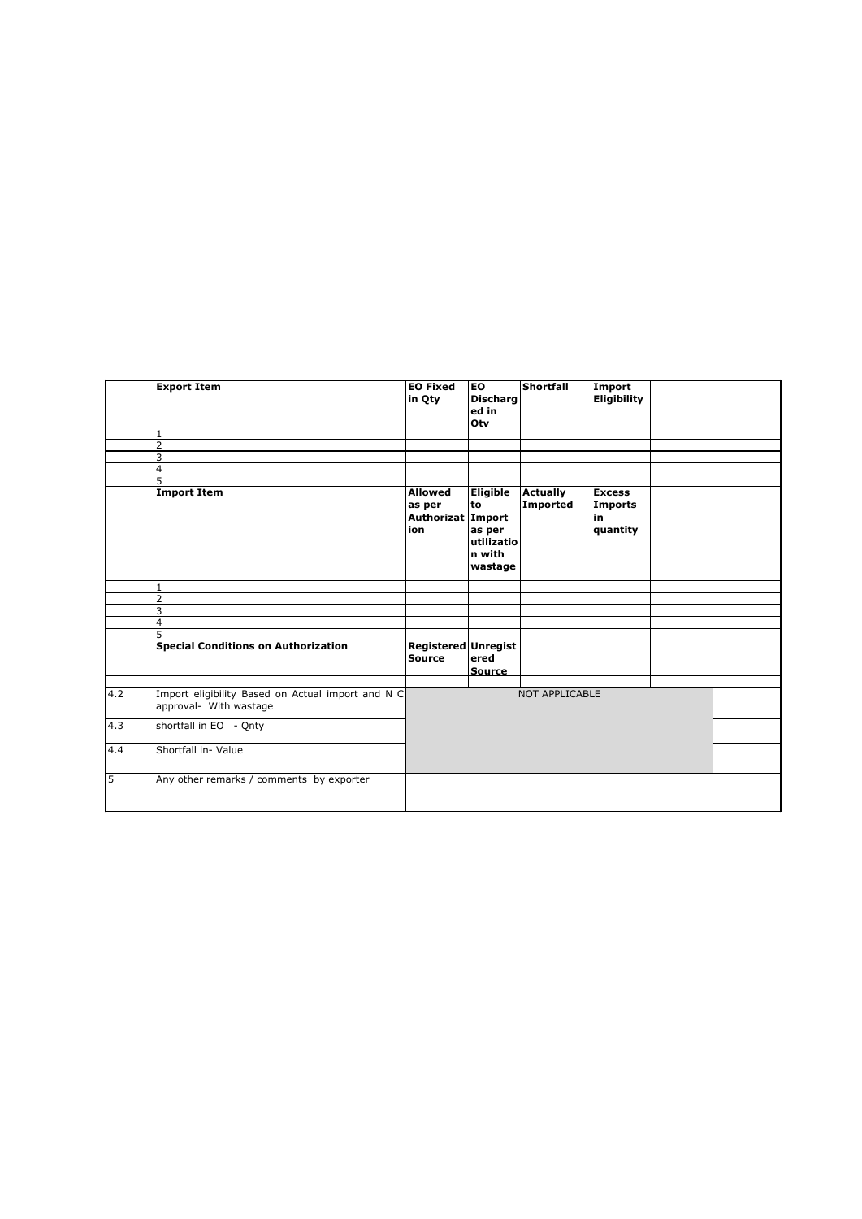| | | | | | | | |
|---|---|---|---|---|---|---|---|
| | **Export Item** | **EO Fixed in Qty** | **EO Discharged in Qty** | **Shortfall** | **Import Eligibility** | | |
| | 1 | | | | | | |
| | 2 | | | | | | |
| | 3 | | | | | | |
| | 4 | | | | | | |
| | 5 | | | | | | |
| | **Import Item** | **Allowed as per Authorization** | **Eligible to Import as per utilization with wastage** | **Actually Imported** | **Excess Imports in quantity** | | |
| | 1 | | | | | | |
| | 2 | | | | | | |
| | 3 | | | | | | |
| | 4 | | | | | | |
| | 5 | | | | | | |
| | **Special Conditions on Authorization** | **Registered Source** | **Unregistered Source** | | | | |
| | | | | | | | |
| 4.2 | Import eligibility Based on Actual import and N C approval- With wastage | NOT APPLICABLE | | | | | |
| 4.3 | shortfall in EO - Qnty | | | | | | |
| 4.4 | Shortfall in- Value | | | | | | |
| 5 | Any other remarks / comments by exporter | | | | | | |